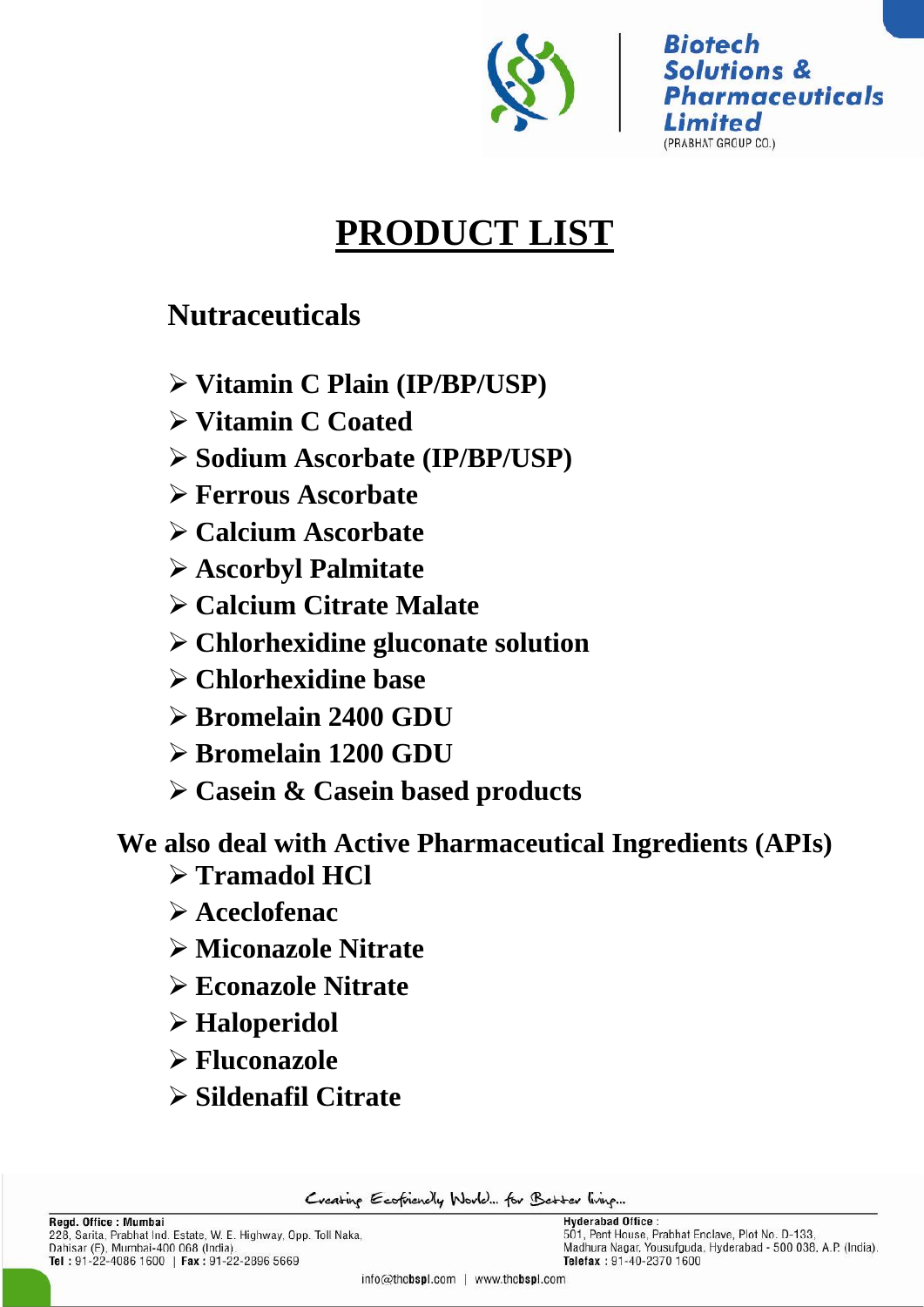Biotech Solutions & Pharmaceuticals Limited
(PRABHAT GROUP CO.)

# PRODUCT LIST

## Nutraceuticals

- **Vitamin C Plain (IP/BP/USP)**
- **Vitamin C Coated**
- **Sodium Ascorbate (IP/BP/USP)**
- **Ferrous Ascorbate**
- **Calcium Ascorbate**
- **Ascorbyl Palmitate**
- **Calcium Citrate Malate**
- **Chlorhexidine gluconate solution**
- **Chlorhexidine base**
- **Bromelain 2400 GDU**
- **Bromelain 1200 GDU**
- **Casein & Casein based products**

## We also deal with Active Pharmaceutical Ingredients (APIs)

- **Tramadol HCl**
- **Aceclofenac**
- **Miconazole Nitrate**
- **Econazole Nitrate**
- **Haloperidol**
- **Fluconazole**
- **Sildenafil Citrate**

Creating Ecofriendly World... for Better living...

**Regd. Office : Mumbai**
228, Sarita, Prabhat Ind. Estate, W. E. Highway, Opp. Toll Naka,
Dahisar (E), Mumbai-400 068 (India).
**Tel** : 91-22-4086 1600 | **Fax** : 91-22-2896 5669

**Hyderabad Office** :
501, Pent House, Prabhat Enclave, Plot No. D-133,
Madhura Nagar, Yousufguda, Hyderabad - 500 038. A.P. (India).
**Telefax** : 91-40-2370 1600

info@thcbspl.com | www.thcbspl.com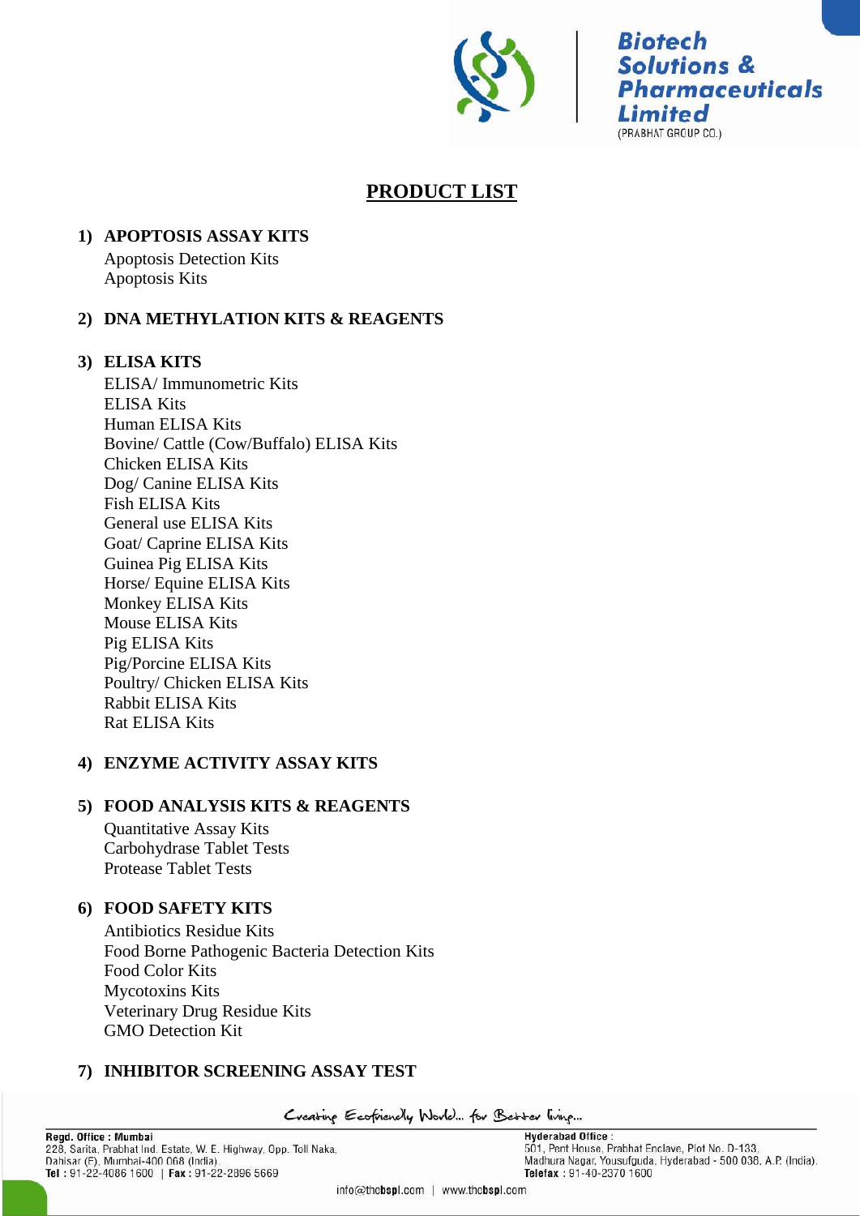# PRODUCT LIST

## 1) APOPTOSIS ASSAY KITS

Apoptosis Detection Kits
Apoptosis Kits

## 2) DNA METHYLATION KITS & REAGENTS

## 3) ELISA KITS

ELISA/ Immunometric Kits
ELISA Kits
Human ELISA Kits
Bovine/ Cattle (Cow/Buffalo) ELISA Kits
Chicken ELISA Kits
Dog/ Canine ELISA Kits
Fish ELISA Kits
General use ELISA Kits
Goat/ Caprine ELISA Kits
Guinea Pig ELISA Kits
Horse/ Equine ELISA Kits
Monkey ELISA Kits
Mouse ELISA Kits
Pig ELISA Kits
Pig/Porcine ELISA Kits
Poultry/ Chicken ELISA Kits
Rabbit ELISA Kits
Rat ELISA Kits

## 4) ENZYME ACTIVITY ASSAY KITS

## 5) FOOD ANALYSIS KITS & REAGENTS

Quantitative Assay Kits
Carbohydrase Tablet Tests
Protease Tablet Tests

## 6) FOOD SAFETY KITS

Antibiotics Residue Kits
Food Borne Pathogenic Bacteria Detection Kits
Food Color Kits
Mycotoxins Kits
Veterinary Drug Residue Kits
GMO Detection Kit

## 7) INHIBITOR SCREENING ASSAY TEST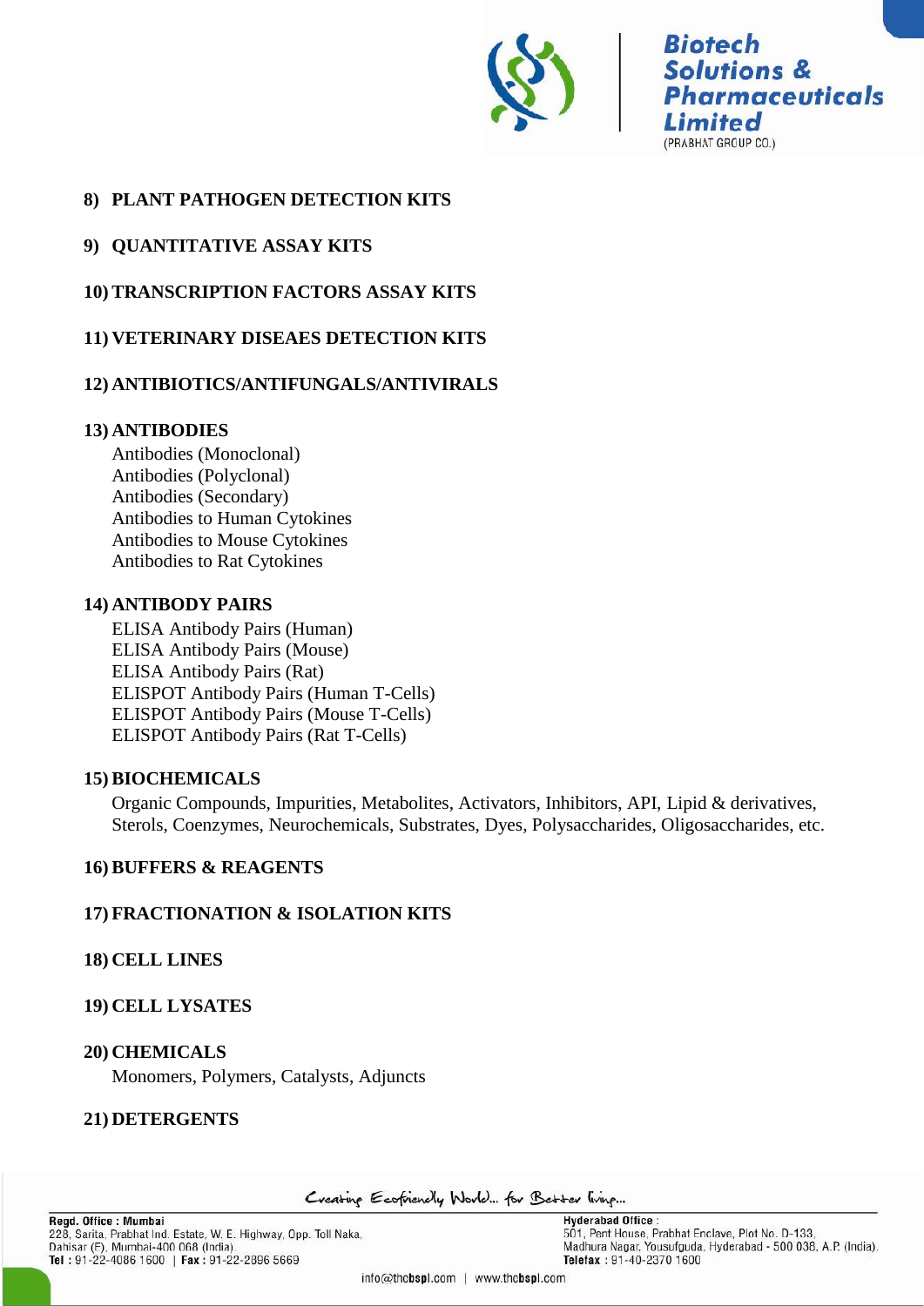**8) PLANT PATHOGEN DETECTION KITS**

**9) QUANTITATIVE ASSAY KITS**

**10) TRANSCRIPTION FACTORS ASSAY KITS**

**11) VETERINARY DISEAES DETECTION KITS**

**12) ANTIBIOTICS/ANTIFUNGALS/ANTIVIRALS**

**13) ANTIBODIES**

Antibodies (Monoclonal)
Antibodies (Polyclonal)
Antibodies (Secondary)
Antibodies to Human Cytokines
Antibodies to Mouse Cytokines
Antibodies to Rat Cytokines

**14) ANTIBODY PAIRS**

ELISA Antibody Pairs (Human)
ELISA Antibody Pairs (Mouse)
ELISA Antibody Pairs (Rat)
ELISPOT Antibody Pairs (Human T-Cells)
ELISPOT Antibody Pairs (Mouse T-Cells)
ELISPOT Antibody Pairs (Rat T-Cells)

**15) BIOCHEMICALS**

Organic Compounds, Impurities, Metabolites, Activators, Inhibitors, API, Lipid & derivatives, Sterols, Coenzymes, Neurochemicals, Substrates, Dyes, Polysaccharides, Oligosaccharides, etc.

**16) BUFFERS & REAGENTS**

**17) FRACTIONATION & ISOLATION KITS**

**18) CELL LINES**

**19) CELL LYSATES**

**20) CHEMICALS**

Monomers, Polymers, Catalysts, Adjuncts

**21) DETERGENTS**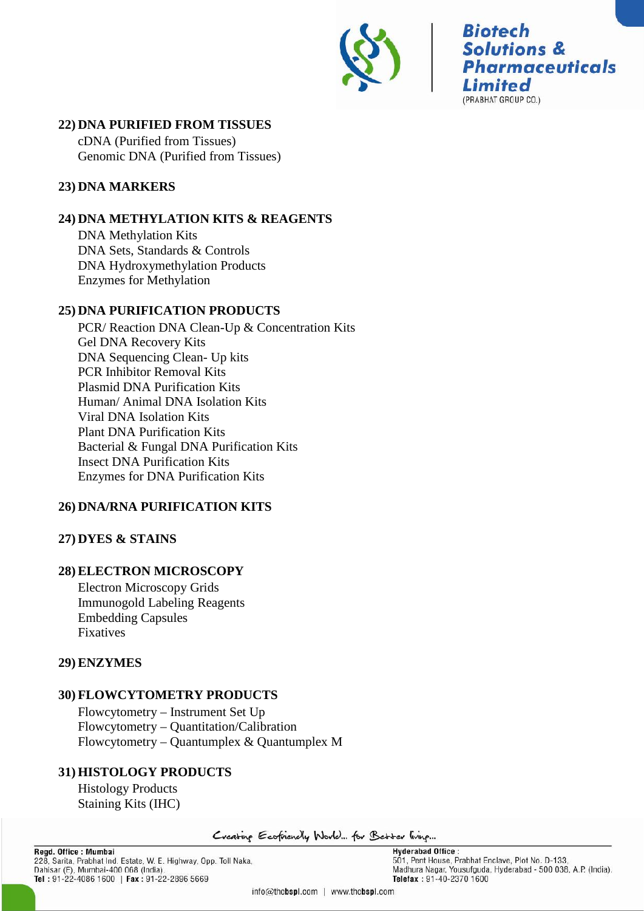## 22) DNA PURIFIED FROM TISSUES

cDNA (Purified from Tissues)
Genomic DNA (Purified from Tissues)

## 23) DNA MARKERS

## 24) DNA METHYLATION KITS & REAGENTS

DNA Methylation Kits
DNA Sets, Standards & Controls
DNA Hydroxymethylation Products
Enzymes for Methylation

## 25) DNA PURIFICATION PRODUCTS

PCR/ Reaction DNA Clean-Up & Concentration Kits
Gel DNA Recovery Kits
DNA Sequencing Clean- Up kits
PCR Inhibitor Removal Kits
Plasmid DNA Purification Kits
Human/ Animal DNA Isolation Kits
Viral DNA Isolation Kits
Plant DNA Purification Kits
Bacterial & Fungal DNA Purification Kits
Insect DNA Purification Kits
Enzymes for DNA Purification Kits

## 26) DNA/RNA PURIFICATION KITS

## 27) DYES & STAINS

## 28) ELECTRON MICROSCOPY

Electron Microscopy Grids
Immunogold Labeling Reagents
Embedding Capsules
Fixatives

## 29) ENZYMES

## 30) FLOWCYTOMETRY PRODUCTS

Flowcytometry – Instrument Set Up
Flowcytometry – Quantitation/Calibration
Flowcytometry – Quantumplex & Quantumplex M

## 31) HISTOLOGY PRODUCTS

Histology Products
Staining Kits (IHC)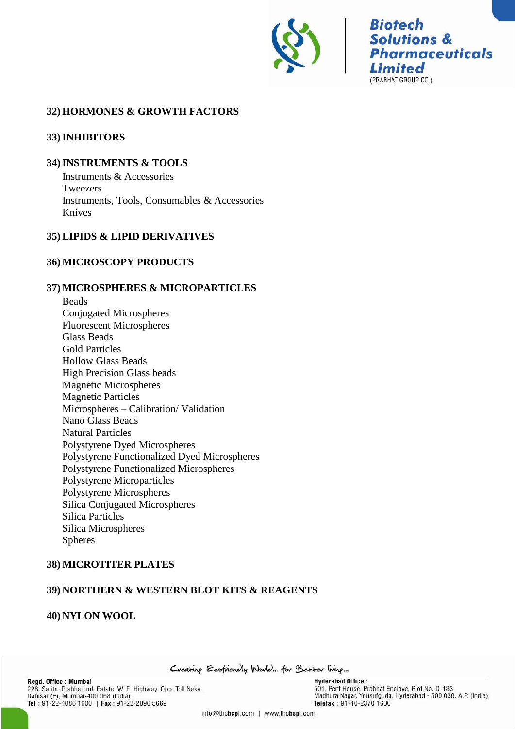## 32) HORMONES & GROWTH FACTORS

## 33) INHIBITORS

## 34) INSTRUMENTS & TOOLS

- Instruments & Accessories
- Tweezers
- Instruments, Tools, Consumables & Accessories
- Knives

## 35) LIPIDS & LIPID DERIVATIVES

## 36) MICROSCOPY PRODUCTS

## 37) MICROSPHERES & MICROPARTICLES

- Beads
- Conjugated Microspheres
- Fluorescent Microspheres
- Glass Beads
- Gold Particles
- Hollow Glass Beads
- High Precision Glass beads
- Magnetic Microspheres
- Magnetic Particles
- Microspheres – Calibration/ Validation
- Nano Glass Beads
- Natural Particles
- Polystyrene Dyed Microspheres
- Polystyrene Functionalized Dyed Microspheres
- Polystyrene Functionalized Microspheres
- Polystyrene Microparticles
- Polystyrene Microspheres
- Silica Conjugated Microspheres
- Silica Particles
- Silica Microspheres
- Spheres

## 38) MICROTITER PLATES

## 39) NORTHERN & WESTERN BLOT KITS & REAGENTS

## 40) NYLON WOOL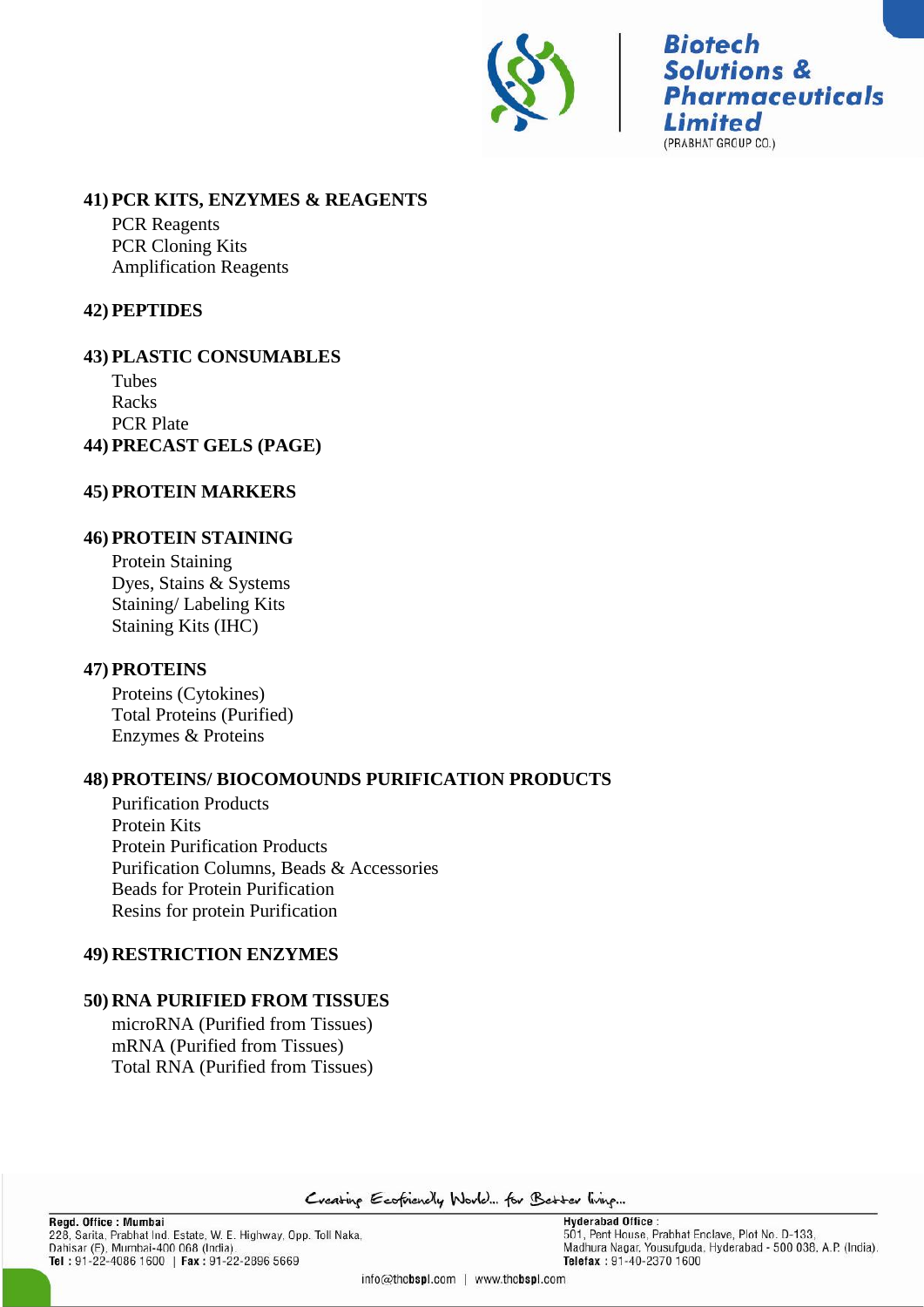## 41) PCR KITS, ENZYMES & REAGENTS

PCR Reagents
PCR Cloning Kits
Amplification Reagents

## 42) PEPTIDES

## 43) PLASTIC CONSUMABLES

Tubes
Racks
PCR Plate

## 44) PRECAST GELS (PAGE)

## 45) PROTEIN MARKERS

## 46) PROTEIN STAINING

Protein Staining
Dyes, Stains & Systems
Staining/ Labeling Kits
Staining Kits (IHC)

## 47) PROTEINS

Proteins (Cytokines)
Total Proteins (Purified)
Enzymes & Proteins

## 48) PROTEINS/ BIOCOMOUNDS PURIFICATION PRODUCTS

Purification Products
Protein Kits
Protein Purification Products
Purification Columns, Beads & Accessories
Beads for Protein Purification
Resins for protein Purification

## 49) RESTRICTION ENZYMES

## 50) RNA PURIFIED FROM TISSUES

microRNA (Purified from Tissues)
mRNA (Purified from Tissues)
Total RNA (Purified from Tissues)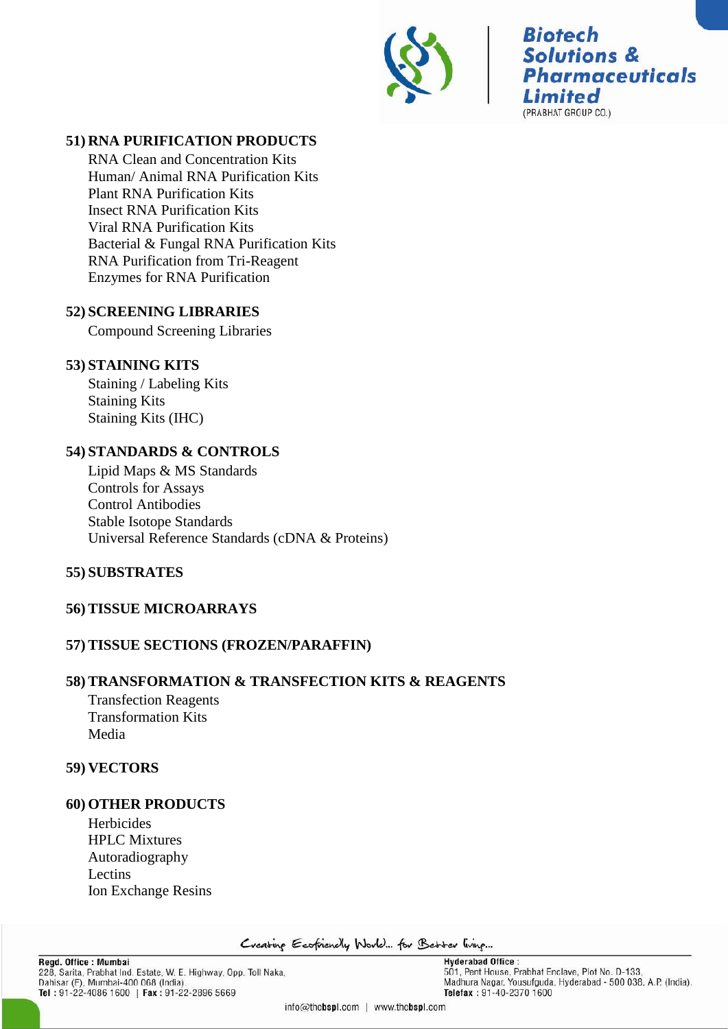## 51) RNA PURIFICATION PRODUCTS

RNA Clean and Concentration Kits
Human/ Animal RNA Purification Kits
Plant RNA Purification Kits
Insect RNA Purification Kits
Viral RNA Purification Kits
Bacterial & Fungal RNA Purification Kits
RNA Purification from Tri-Reagent
Enzymes for RNA Purification

## 52) SCREENING LIBRARIES

Compound Screening Libraries

## 53) STAINING KITS

Staining / Labeling Kits
Staining Kits
Staining Kits (IHC)

## 54) STANDARDS & CONTROLS

Lipid Maps & MS Standards
Controls for Assays
Control Antibodies
Stable Isotope Standards
Universal Reference Standards (cDNA & Proteins)

## 55) SUBSTRATES

## 56) TISSUE MICROARRAYS

## 57) TISSUE SECTIONS (FROZEN/PARAFFIN)

## 58) TRANSFORMATION & TRANSFECTION KITS & REAGENTS

Transfection Reagents
Transformation Kits
Media

## 59) VECTORS

## 60) OTHER PRODUCTS

Herbicides
HPLC Mixtures
Autoradiography
Lectins
Ion Exchange Resins